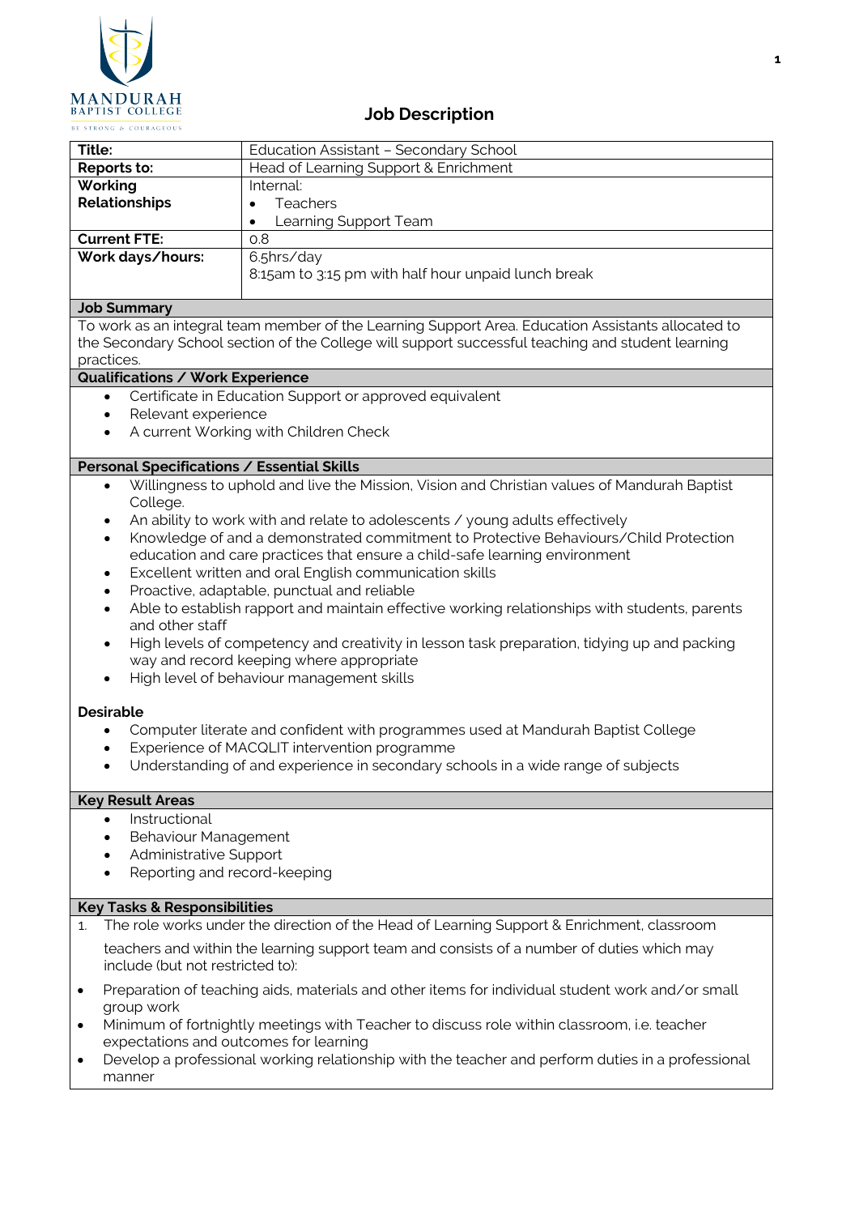MANDURAH BAPTIST COLLEGE
BE STRONG & COURAGEOUS

# Job Description

| | |
|---|---|
| **Title:** | Education Assistant – Secondary School |
| **Reports to:** | Head of Learning Support & Enrichment |
| **Working Relationships** | Internal:<br>• Teachers<br>• Learning Support Team |
| **Current FTE:** | 0.8 |
| **Work days/hours:** | 6.5hrs/day<br>8:15am to 3:15 pm with half hour unpaid lunch break |

## Job Summary

To work as an integral team member of the Learning Support Area. Education Assistants allocated to the Secondary School section of the College will support successful teaching and student learning practices.

## Qualifications / Work Experience

- Certificate in Education Support or approved equivalent
- Relevant experience
- A current Working with Children Check

## Personal Specifications / Essential Skills

- Willingness to uphold and live the Mission, Vision and Christian values of Mandurah Baptist College.
- An ability to work with and relate to adolescents / young adults effectively
- Knowledge of and a demonstrated commitment to Protective Behaviours/Child Protection education and care practices that ensure a child-safe learning environment
- Excellent written and oral English communication skills
- Proactive, adaptable, punctual and reliable
- Able to establish rapport and maintain effective working relationships with students, parents and other staff
- High levels of competency and creativity in lesson task preparation, tidying up and packing way and record keeping where appropriate
- High level of behaviour management skills

**Desirable**

- Computer literate and confident with programmes used at Mandurah Baptist College
- Experience of MACQLIT intervention programme
- Understanding of and experience in secondary schools in a wide range of subjects

## Key Result Areas

- Instructional
- Behaviour Management
- Administrative Support
- Reporting and record-keeping

## Key Tasks & Responsibilities

1. The role works under the direction of the Head of Learning Support & Enrichment, classroom teachers and within the learning support team and consists of a number of duties which may include (but not restricted to):

- Preparation of teaching aids, materials and other items for individual student work and/or small group work
- Minimum of fortnightly meetings with Teacher to discuss role within classroom, i.e. teacher expectations and outcomes for learning
- Develop a professional working relationship with the teacher and perform duties in a professional manner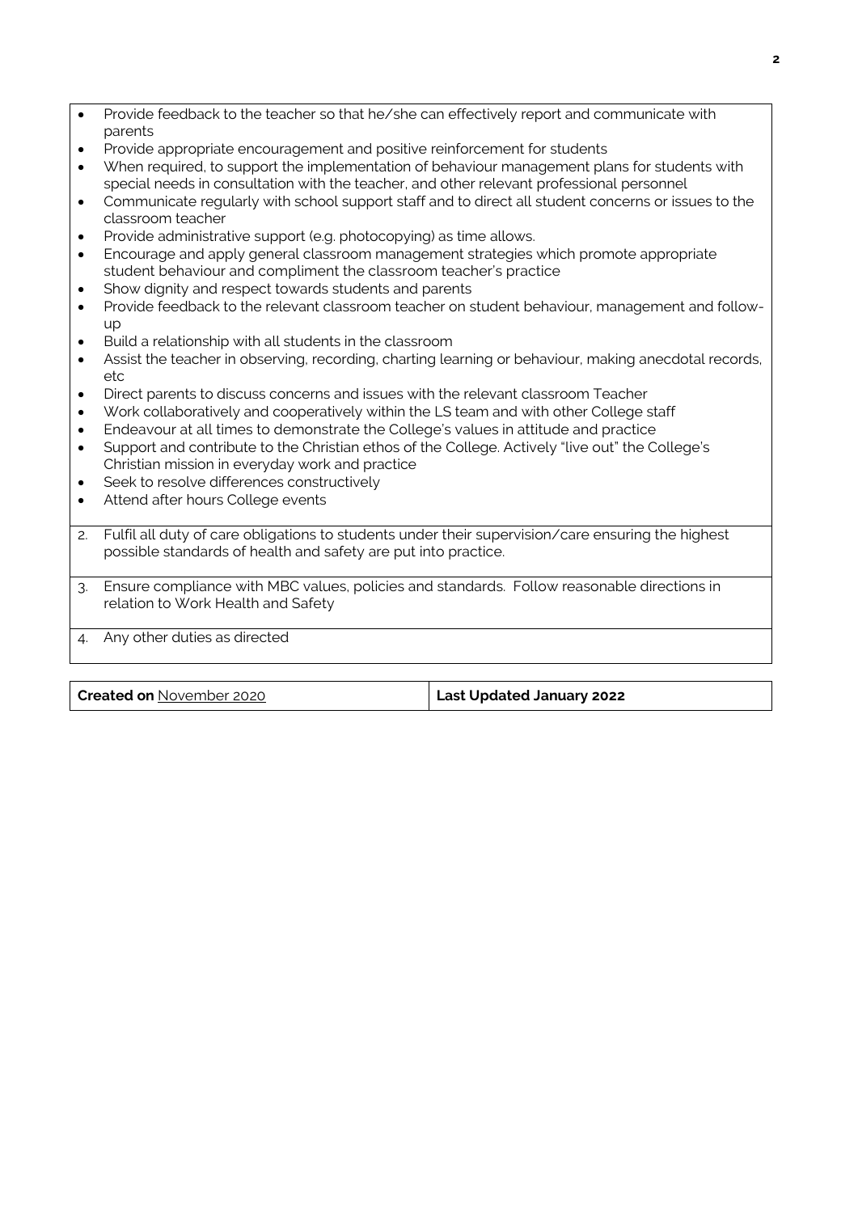- Provide feedback to the teacher so that he/she can effectively report and communicate with parents
- Provide appropriate encouragement and positive reinforcement for students
- When required, to support the implementation of behaviour management plans for students with special needs in consultation with the teacher, and other relevant professional personnel
- Communicate regularly with school support staff and to direct all student concerns or issues to the classroom teacher
- Provide administrative support (e.g. photocopying) as time allows.
- Encourage and apply general classroom management strategies which promote appropriate student behaviour and compliment the classroom teacher's practice
- Show dignity and respect towards students and parents
- Provide feedback to the relevant classroom teacher on student behaviour, management and follow-up
- Build a relationship with all students in the classroom
- Assist the teacher in observing, recording, charting learning or behaviour, making anecdotal records, etc
- Direct parents to discuss concerns and issues with the relevant classroom Teacher
- Work collaboratively and cooperatively within the LS team and with other College staff
- Endeavour at all times to demonstrate the College's values in attitude and practice
- Support and contribute to the Christian ethos of the College. Actively "live out" the College's Christian mission in everyday work and practice
- Seek to resolve differences constructively
- Attend after hours College events

2. Fulfil all duty of care obligations to students under their supervision/care ensuring the highest possible standards of health and safety are put into practice.

3. Ensure compliance with MBC values, policies and standards. Follow reasonable directions in relation to Work Health and Safety

4. Any other duties as directed

| | |
|---|---|
| **Created on** November 2020 | **Last Updated January 2022** |